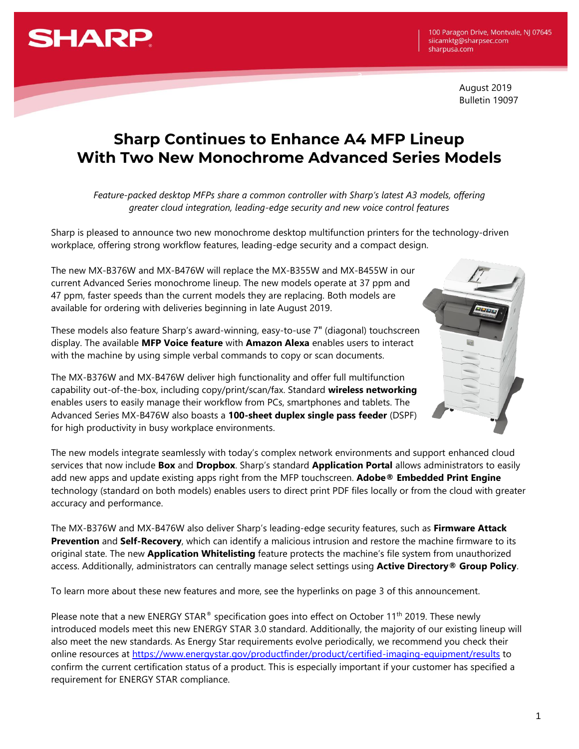100 Paragon Drive, Montvale, NJ 07645
siicamktg@sharpsec.com
sharpusa.com

August 2019
Bulletin 19097

# Sharp Continues to Enhance A4 MFP Lineup With Two New Monochrome Advanced Series Models

*Feature-packed desktop MFPs share a common controller with Sharp's latest A3 models, offering greater cloud integration, leading-edge security and new voice control features*

Sharp is pleased to announce two new monochrome desktop multifunction printers for the technology-driven workplace, offering strong workflow features, leading-edge security and a compact design.

The new MX-B376W and MX-B476W will replace the MX-B355W and MX-B455W in our current Advanced Series monochrome lineup. The new models operate at 37 ppm and 47 ppm, faster speeds than the current models they are replacing. Both models are available for ordering with deliveries beginning in late August 2019.

These models also feature Sharp's award-winning, easy-to-use 7" (diagonal) touchscreen display. The available **MFP Voice feature** with **Amazon Alexa** enables users to interact with the machine by using simple verbal commands to copy or scan documents.

The MX-B376W and MX-B476W deliver high functionality and offer full multifunction capability out-of-the-box, including copy/print/scan/fax. Standard **wireless networking** enables users to easily manage their workflow from PCs, smartphones and tablets. The Advanced Series MX-B476W also boasts a **100-sheet duplex single pass feeder** (DSPF) for high productivity in busy workplace environments.

The new models integrate seamlessly with today's complex network environments and support enhanced cloud services that now include **Box** and **Dropbox**. Sharp's standard **Application Portal** allows administrators to easily add new apps and update existing apps right from the MFP touchscreen. **Adobe® Embedded Print Engine** technology (standard on both models) enables users to direct print PDF files locally or from the cloud with greater accuracy and performance.

The MX-B376W and MX-B476W also deliver Sharp's leading-edge security features, such as **Firmware Attack Prevention** and **Self-Recovery**, which can identify a malicious intrusion and restore the machine firmware to its original state. The new **Application Whitelisting** feature protects the machine's file system from unauthorized access. Additionally, administrators can centrally manage select settings using **Active Directory® Group Policy**.

To learn more about these new features and more, see the hyperlinks on page 3 of this announcement.

Please note that a new ENERGY STAR® specification goes into effect on October 11th 2019. These newly introduced models meet this new ENERGY STAR 3.0 standard. Additionally, the majority of our existing lineup will also meet the new standards. As Energy Star requirements evolve periodically, we recommend you check their online resources at [https://www.energystar.gov/productfinder/product/certified-imaging-equipment/results](https://www.energystar.gov/productfinder/product/certified-imaging-equipment/results) to confirm the current certification status of a product. This is especially important if your customer has specified a requirement for ENERGY STAR compliance.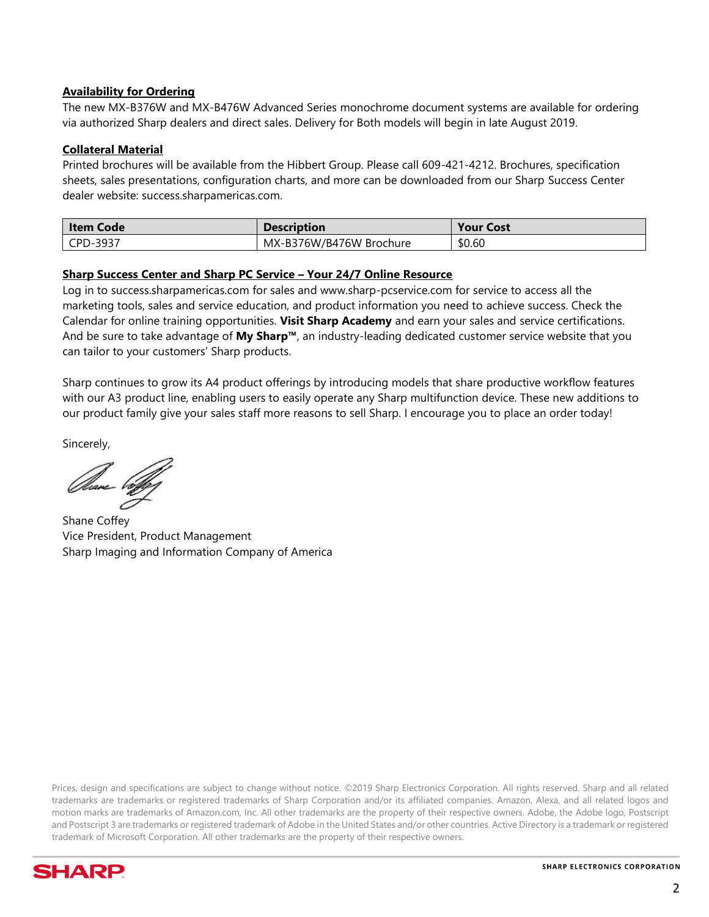**Availability for Ordering**

The new MX-B376W and MX-B476W Advanced Series monochrome document systems are available for ordering via authorized Sharp dealers and direct sales. Delivery for Both models will begin in late August 2019.

**Collateral Material**

Printed brochures will be available from the Hibbert Group. Please call 609-421-4212. Brochures, specification sheets, sales presentations, configuration charts, and more can be downloaded from our Sharp Success Center dealer website: success.sharpamericas.com.

| Item Code | Description | Your Cost |
|---|---|---|
| CPD-3937 | MX-B376W/B476W Brochure | $0.60 |

**Sharp Success Center and Sharp PC Service – Your 24/7 Online Resource**

Log in to success.sharpamericas.com for sales and www.sharp-pcservice.com for service to access all the marketing tools, sales and service education, and product information you need to achieve success. Check the Calendar for online training opportunities. **Visit Sharp Academy** and earn your sales and service certifications. And be sure to take advantage of **My Sharp™**, an industry-leading dedicated customer service website that you can tailor to your customers' Sharp products.

Sharp continues to grow its A4 product offerings by introducing models that share productive workflow features with our A3 product line, enabling users to easily operate any Sharp multifunction device. These new additions to our product family give your sales staff more reasons to sell Sharp. I encourage you to place an order today!

Sincerely,

Shane Coffey
Vice President, Product Management
Sharp Imaging and Information Company of America

Prices, design and specifications are subject to change without notice. ©2019 Sharp Electronics Corporation. All rights reserved. Sharp and all related trademarks are trademarks or registered trademarks of Sharp Corporation and/or its affiliated companies. Amazon, Alexa, and all related logos and motion marks are trademarks of Amazon.com, Inc. All other trademarks are the property of their respective owners. Adobe, the Adobe logo, Postscript and Postscript 3 are trademarks or registered trademark of Adobe in the United States and/or other countries. Active Directory is a trademark or registered trademark of Microsoft Corporation. All other trademarks are the property of their respective owners.

SHARP ELECTRONICS CORPORATION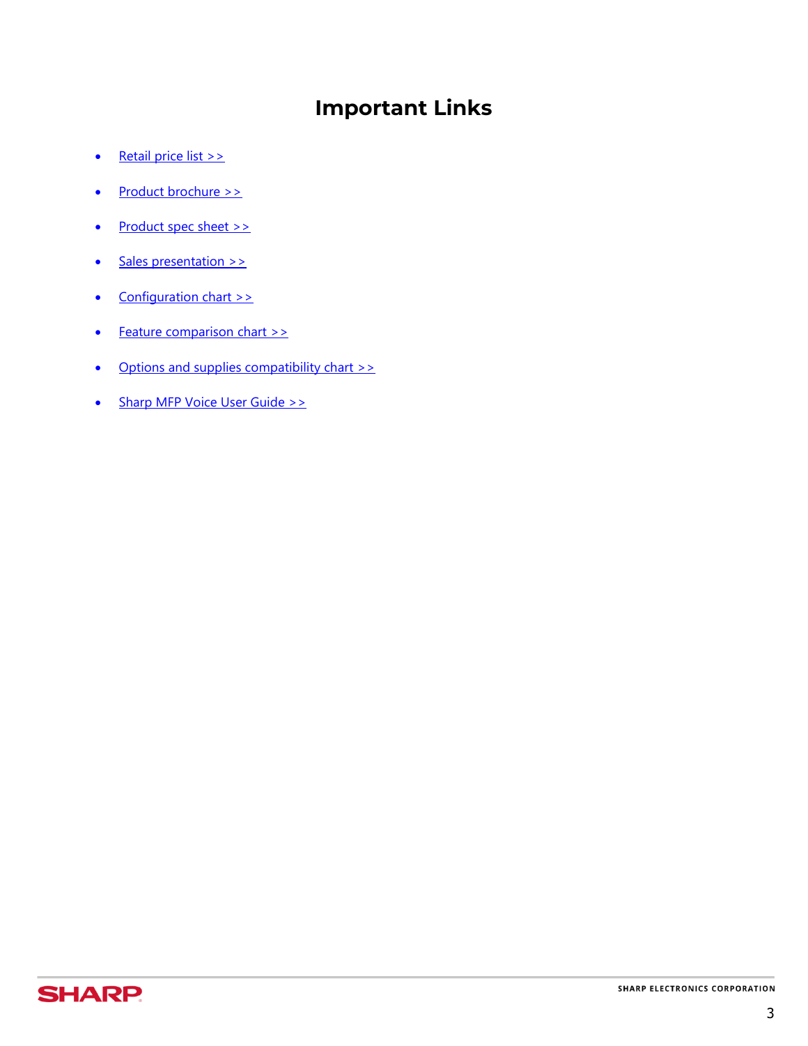# Important Links

- Retail price list >>
- Product brochure >>
- Product spec sheet >>
- Sales presentation >>
- Configuration chart >>
- Feature comparison chart >>
- Options and supplies compatibility chart >>
- Sharp MFP Voice User Guide >>